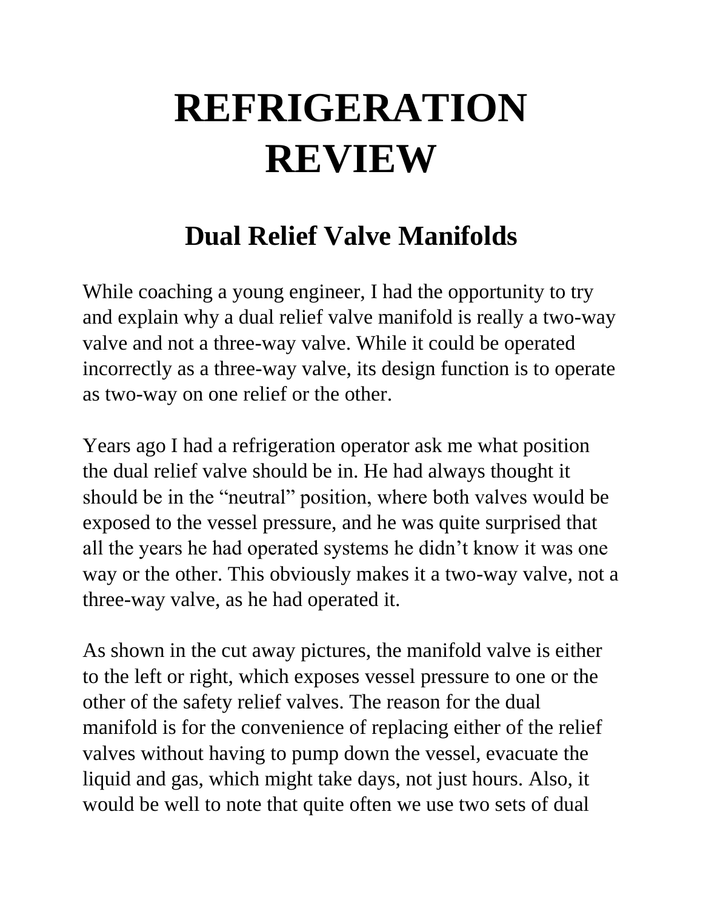# REFRIGERATION REVIEW

## Dual Relief Valve Manifolds

While coaching a young engineer, I had the opportunity to try and explain why a dual relief valve manifold is really a two-way valve and not a three-way valve. While it could be operated incorrectly as a three-way valve, its design function is to operate as two-way on one relief or the other.

Years ago I had a refrigeration operator ask me what position the dual relief valve should be in. He had always thought it should be in the "neutral" position, where both valves would be exposed to the vessel pressure, and he was quite surprised that all the years he had operated systems he didn't know it was one way or the other. This obviously makes it a two-way valve, not a three-way valve, as he had operated it.

As shown in the cut away pictures, the manifold valve is either to the left or right, which exposes vessel pressure to one or the other of the safety relief valves. The reason for the dual manifold is for the convenience of replacing either of the relief valves without having to pump down the vessel, evacuate the liquid and gas, which might take days, not just hours. Also, it would be well to note that quite often we use two sets of dual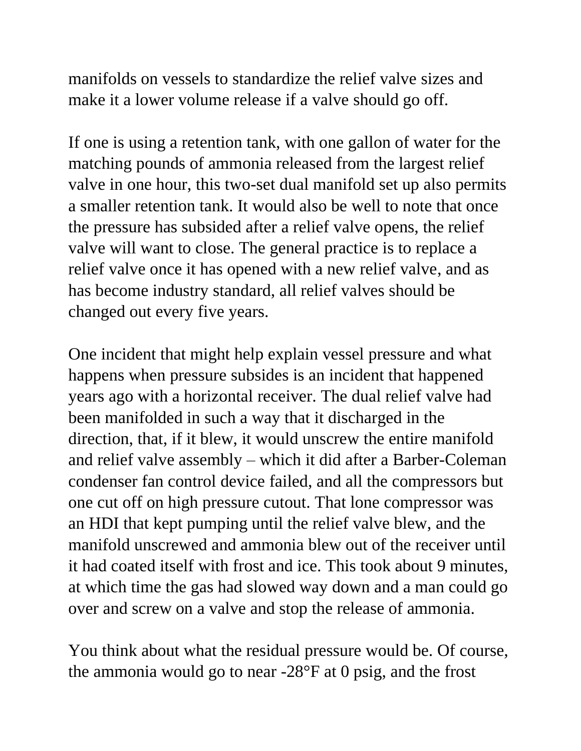manifolds on vessels to standardize the relief valve sizes and make it a lower volume release if a valve should go off.

If one is using a retention tank, with one gallon of water for the matching pounds of ammonia released from the largest relief valve in one hour, this two-set dual manifold set up also permits a smaller retention tank. It would also be well to note that once the pressure has subsided after a relief valve opens, the relief valve will want to close. The general practice is to replace a relief valve once it has opened with a new relief valve, and as has become industry standard, all relief valves should be changed out every five years.

One incident that might help explain vessel pressure and what happens when pressure subsides is an incident that happened years ago with a horizontal receiver. The dual relief valve had been manifolded in such a way that it discharged in the direction, that, if it blew, it would unscrew the entire manifold and relief valve assembly – which it did after a Barber-Coleman condenser fan control device failed, and all the compressors but one cut off on high pressure cutout. That lone compressor was an HDI that kept pumping until the relief valve blew, and the manifold unscrewed and ammonia blew out of the receiver until it had coated itself with frost and ice. This took about 9 minutes, at which time the gas had slowed way down and a man could go over and screw on a valve and stop the release of ammonia.

You think about what the residual pressure would be. Of course, the ammonia would go to near -28°F at 0 psig, and the frost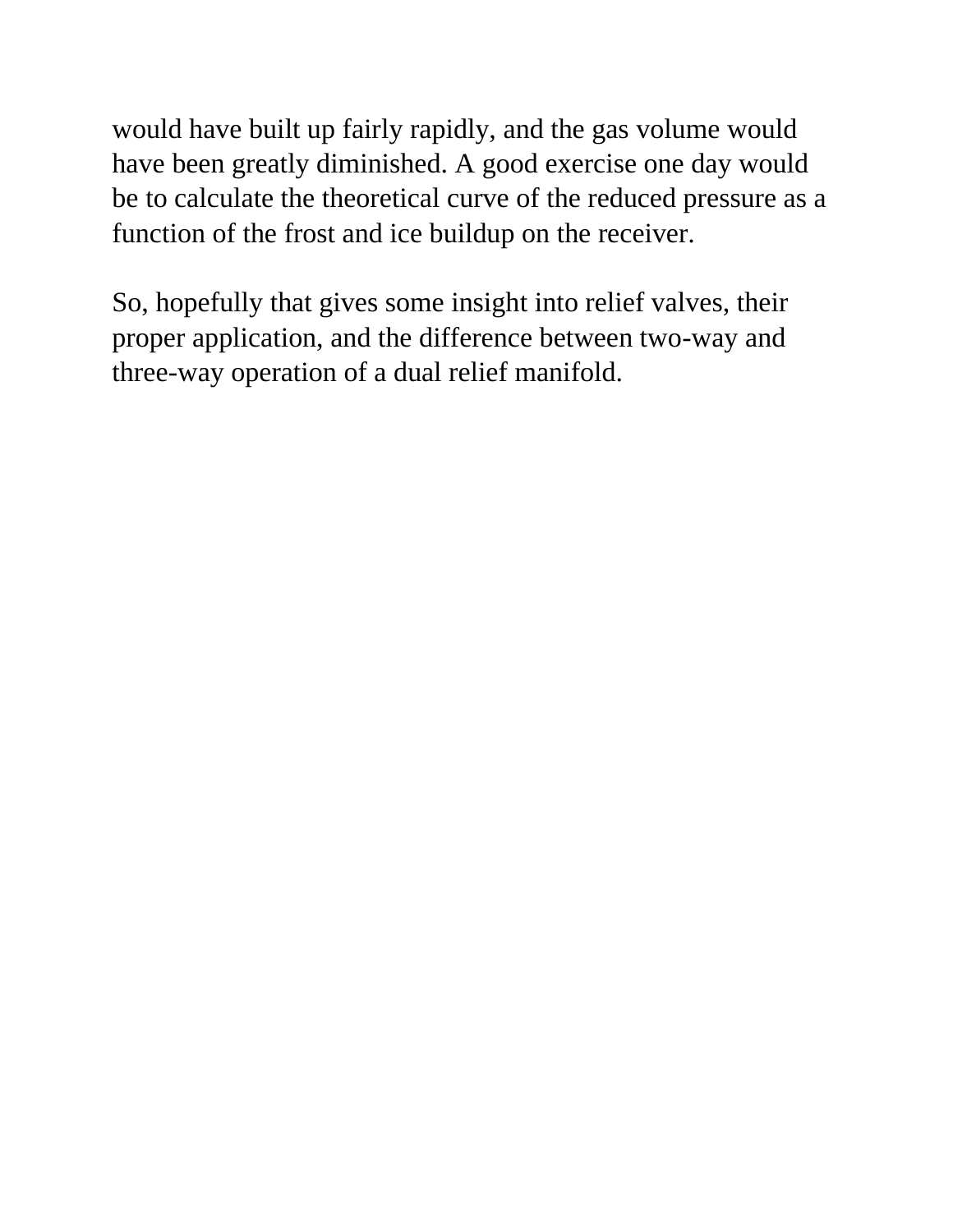would have built up fairly rapidly, and the gas volume would have been greatly diminished. A good exercise one day would be to calculate the theoretical curve of the reduced pressure as a function of the frost and ice buildup on the receiver.

So, hopefully that gives some insight into relief valves, their proper application, and the difference between two-way and three-way operation of a dual relief manifold.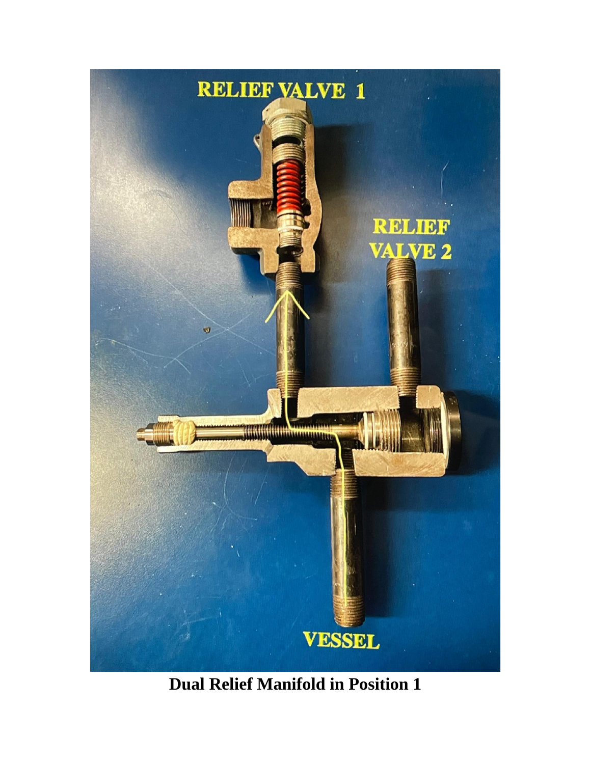RELIEF VALVE 1

RELIEF VALVE 2

VESSEL

**Dual Relief Manifold in Position 1**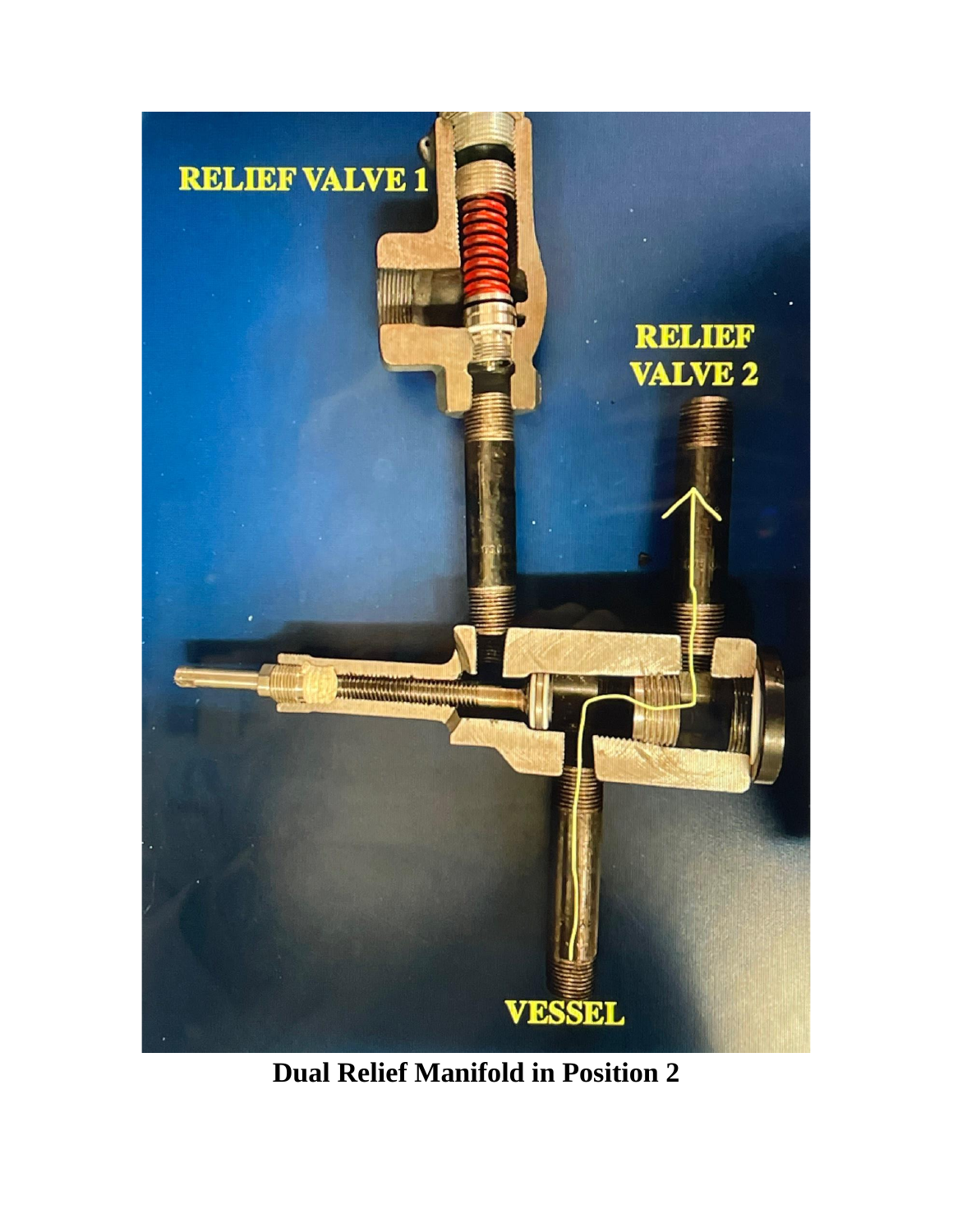RELIEF VALVE 1

RELIEF VALVE 2

VESSEL

**Dual Relief Manifold in Position 2**